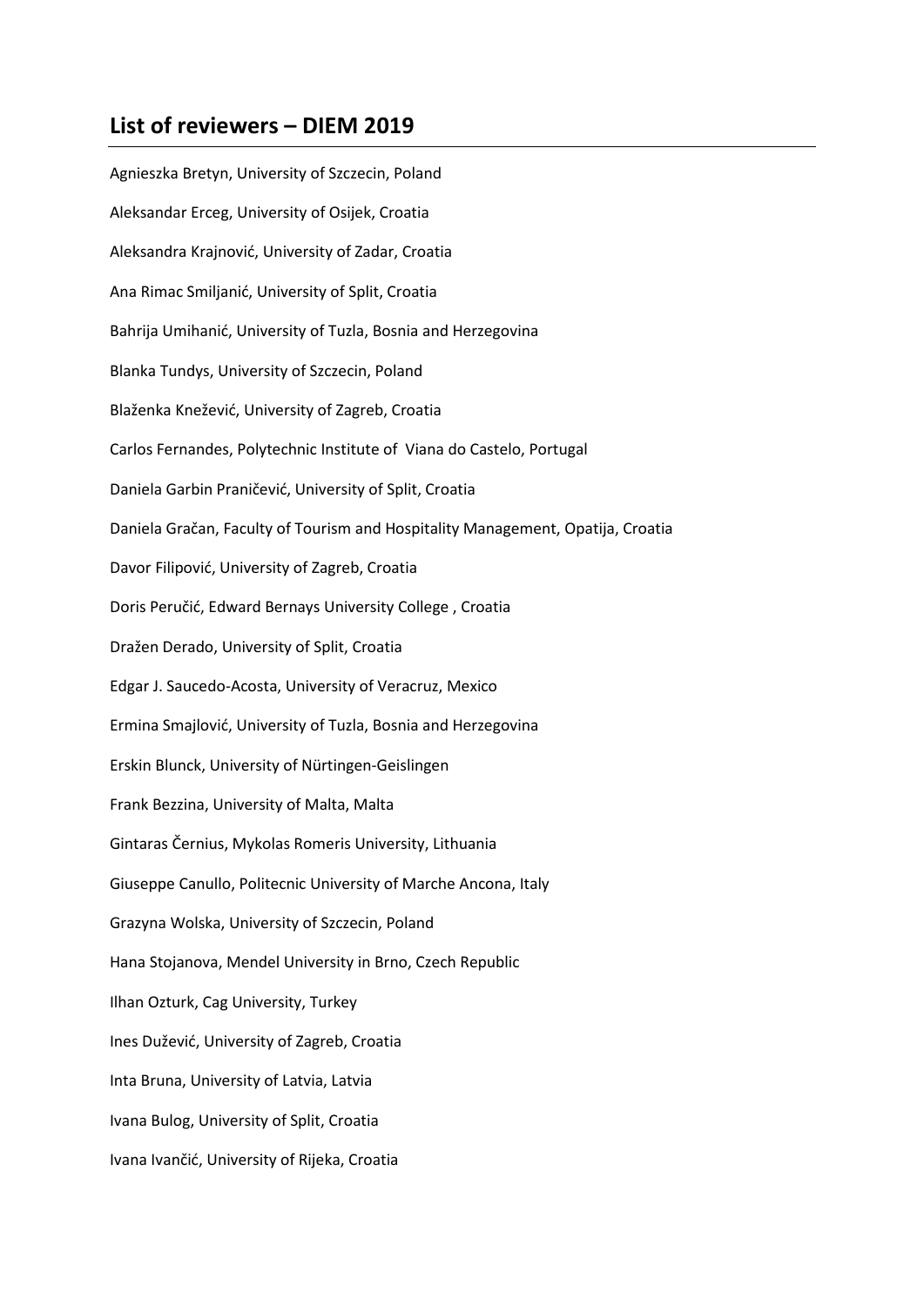## List of reviewers – DIEM 2019

Agnieszka Bretyn, University of Szczecin, Poland

Aleksandar Erceg, University of Osijek, Croatia

Aleksandra Krajnović, University of Zadar, Croatia

Ana Rimac Smiljanić, University of Split, Croatia

Bahrija Umihanić, University of Tuzla, Bosnia and Herzegovina

Blanka Tundys, University of Szczecin, Poland

Blaženka Knežević, University of Zagreb, Croatia

Carlos Fernandes, Polytechnic Institute of Viana do Castelo, Portugal

Daniela Garbin Praničević, University of Split, Croatia

Daniela Gračan, Faculty of Tourism and Hospitality Management, Opatija, Croatia

Davor Filipović, University of Zagreb, Croatia

Doris Peručić, Edward Bernays University College , Croatia

Dražen Derado, University of Split, Croatia

Edgar J. Saucedo-Acosta, University of Veracruz, Mexico

Ermina Smajlović, University of Tuzla, Bosnia and Herzegovina

Erskin Blunck, University of Nürtingen-Geislingen

Frank Bezzina, University of Malta, Malta

Gintaras Černius, Mykolas Romeris University, Lithuania

Giuseppe Canullo, Politecnic University of Marche Ancona, Italy

Grazyna Wolska, University of Szczecin, Poland

Hana Stojanova, Mendel University in Brno, Czech Republic

Ilhan Ozturk, Cag University, Turkey

Ines Dužević, University of Zagreb, Croatia

Inta Bruna, University of Latvia, Latvia

Ivana Bulog, University of Split, Croatia

Ivana Ivančić, University of Rijeka, Croatia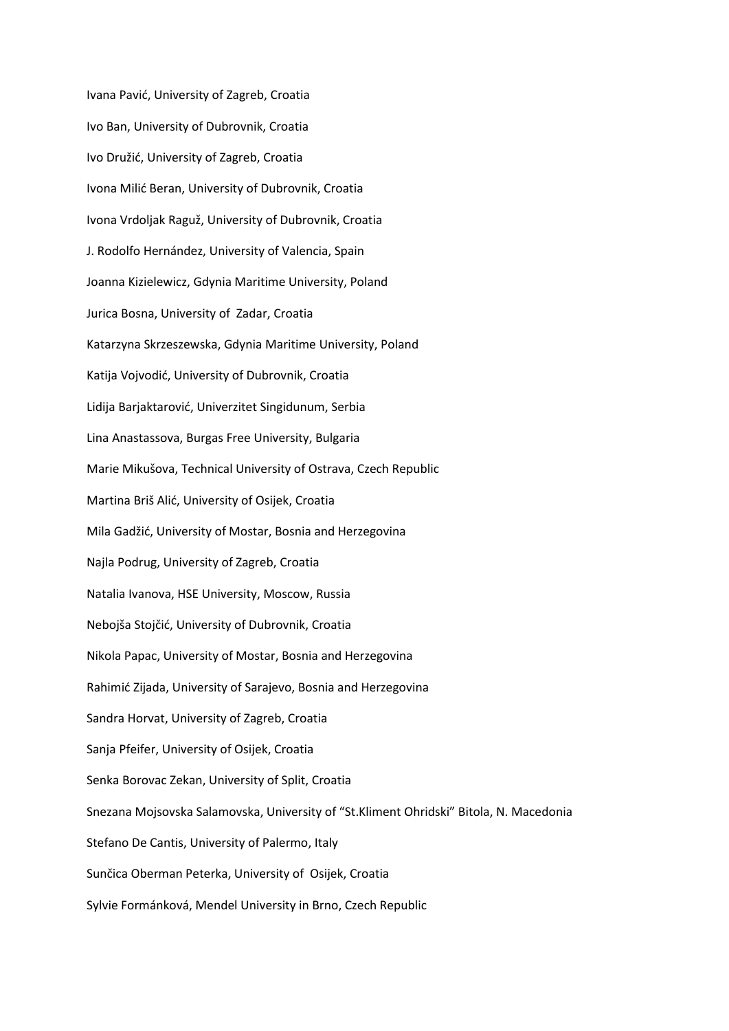Ivana Pavić, University of Zagreb, Croatia

Ivo Ban, University of Dubrovnik, Croatia

Ivo Družić, University of Zagreb, Croatia

Ivona Milić Beran, University of Dubrovnik, Croatia

Ivona Vrdoljak Raguž, University of Dubrovnik, Croatia

J. Rodolfo Hernández, University of Valencia, Spain

Joanna Kizielewicz, Gdynia Maritime University, Poland

Jurica Bosna, University of Zadar, Croatia

Katarzyna Skrzeszewska, Gdynia Maritime University, Poland

Katija Vojvodić, University of Dubrovnik, Croatia

Lidija Barjaktarović, Univerzitet Singidunum, Serbia

Lina Anastassova, Burgas Free University, Bulgaria

Marie Mikušova, Technical University of Ostrava, Czech Republic

Martina Briš Alić, University of Osijek, Croatia

Mila Gadžić, University of Mostar, Bosnia and Herzegovina

Najla Podrug, University of Zagreb, Croatia

Natalia Ivanova, HSE University, Moscow, Russia

Nebojša Stojčić, University of Dubrovnik, Croatia

Nikola Papac, University of Mostar, Bosnia and Herzegovina

Rahimić Zijada, University of Sarajevo, Bosnia and Herzegovina

Sandra Horvat, University of Zagreb, Croatia

Sanja Pfeifer, University of Osijek, Croatia

Senka Borovac Zekan, University of Split, Croatia

Snezana Mojsovska Salamovska, University of "St.Kliment Ohridski" Bitola, N. Macedonia

Stefano De Cantis, University of Palermo, Italy

Sunčica Oberman Peterka, University of Osijek, Croatia

Sylvie Formánková, Mendel University in Brno, Czech Republic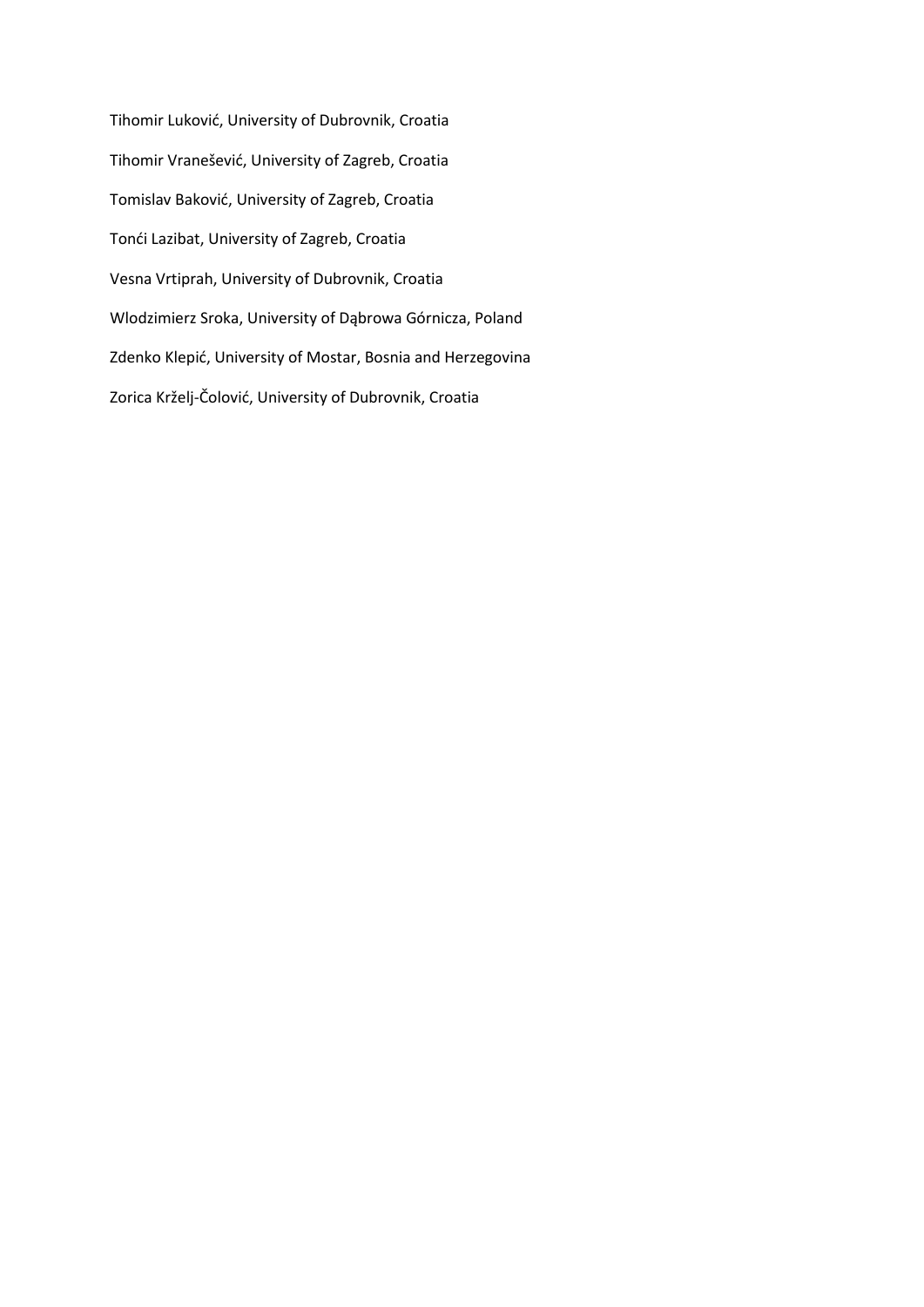Tihomir Luković, University of Dubrovnik, Croatia

Tihomir Vranešević, University of Zagreb, Croatia

Tomislav Baković, University of Zagreb, Croatia

Tonći Lazibat, University of Zagreb, Croatia

Vesna Vrtiprah, University of Dubrovnik, Croatia

Wlodzimierz Sroka, University of Dąbrowa Górnicza, Poland

Zdenko Klepić, University of Mostar, Bosnia and Herzegovina

Zorica Krželj-Čolović, University of Dubrovnik, Croatia